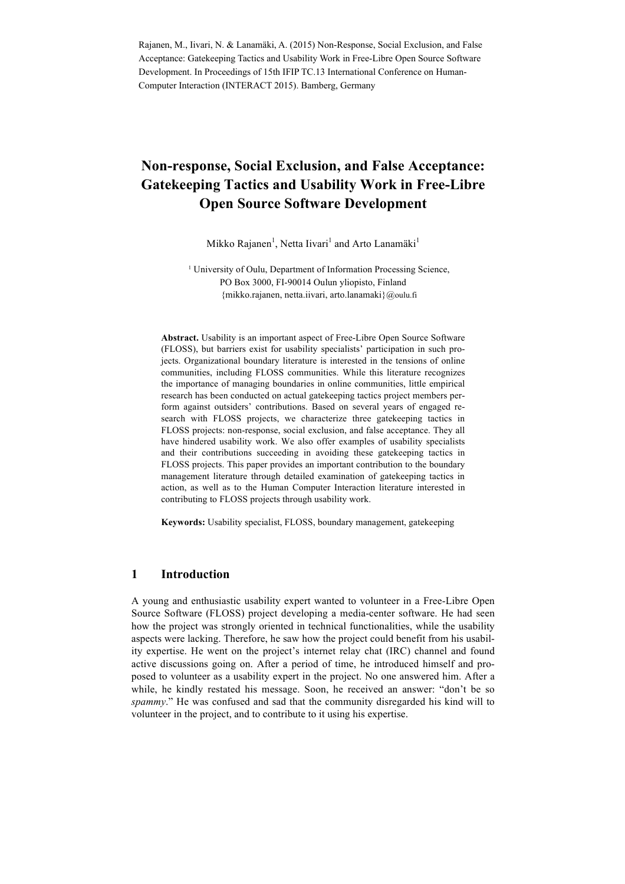Rajanen, M., Iivari, N. & Lanamäki, A. (2015) Non-Response, Social Exclusion, and False Acceptance: Gatekeeping Tactics and Usability Work in Free-Libre Open Source Software Development. In Proceedings of 15th IFIP TC.13 International Conference on Human-Computer Interaction (INTERACT 2015). Bamberg, Germany

# Non-response, Social Exclusion, and False Acceptance: Gatekeeping Tactics and Usability Work in Free-Libre Open Source Software Development

Mikko Rajanen[1], Netta Iivari[1] and Arto Lanamäki[1]

[1] University of Oulu, Department of Information Processing Science, PO Box 3000, FI-90014 Oulun yliopisto, Finland
{mikko.rajanen, netta.iivari, arto.lanamaki}@oulu.fi

**Abstract.** Usability is an important aspect of Free-Libre Open Source Software (FLOSS), but barriers exist for usability specialists' participation in such projects. Organizational boundary literature is interested in the tensions of online communities, including FLOSS communities. While this literature recognizes the importance of managing boundaries in online communities, little empirical research has been conducted on actual gatekeeping tactics project members perform against outsiders' contributions. Based on several years of engaged research with FLOSS projects, we characterize three gatekeeping tactics in FLOSS projects: non-response, social exclusion, and false acceptance. They all have hindered usability work. We also offer examples of usability specialists and their contributions succeeding in avoiding these gatekeeping tactics in FLOSS projects. This paper provides an important contribution to the boundary management literature through detailed examination of gatekeeping tactics in action, as well as to the Human Computer Interaction literature interested in contributing to FLOSS projects through usability work.

**Keywords:** Usability specialist, FLOSS, boundary management, gatekeeping

## 1 Introduction

A young and enthusiastic usability expert wanted to volunteer in a Free-Libre Open Source Software (FLOSS) project developing a media-center software. He had seen how the project was strongly oriented in technical functionalities, while the usability aspects were lacking. Therefore, he saw how the project could benefit from his usability expertise. He went on the project's internet relay chat (IRC) channel and found active discussions going on. After a period of time, he introduced himself and proposed to volunteer as a usability expert in the project. No one answered him. After a while, he kindly restated his message. Soon, he received an answer: "don't be so *spammy*." He was confused and sad that the community disregarded his kind will to volunteer in the project, and to contribute to it using his expertise.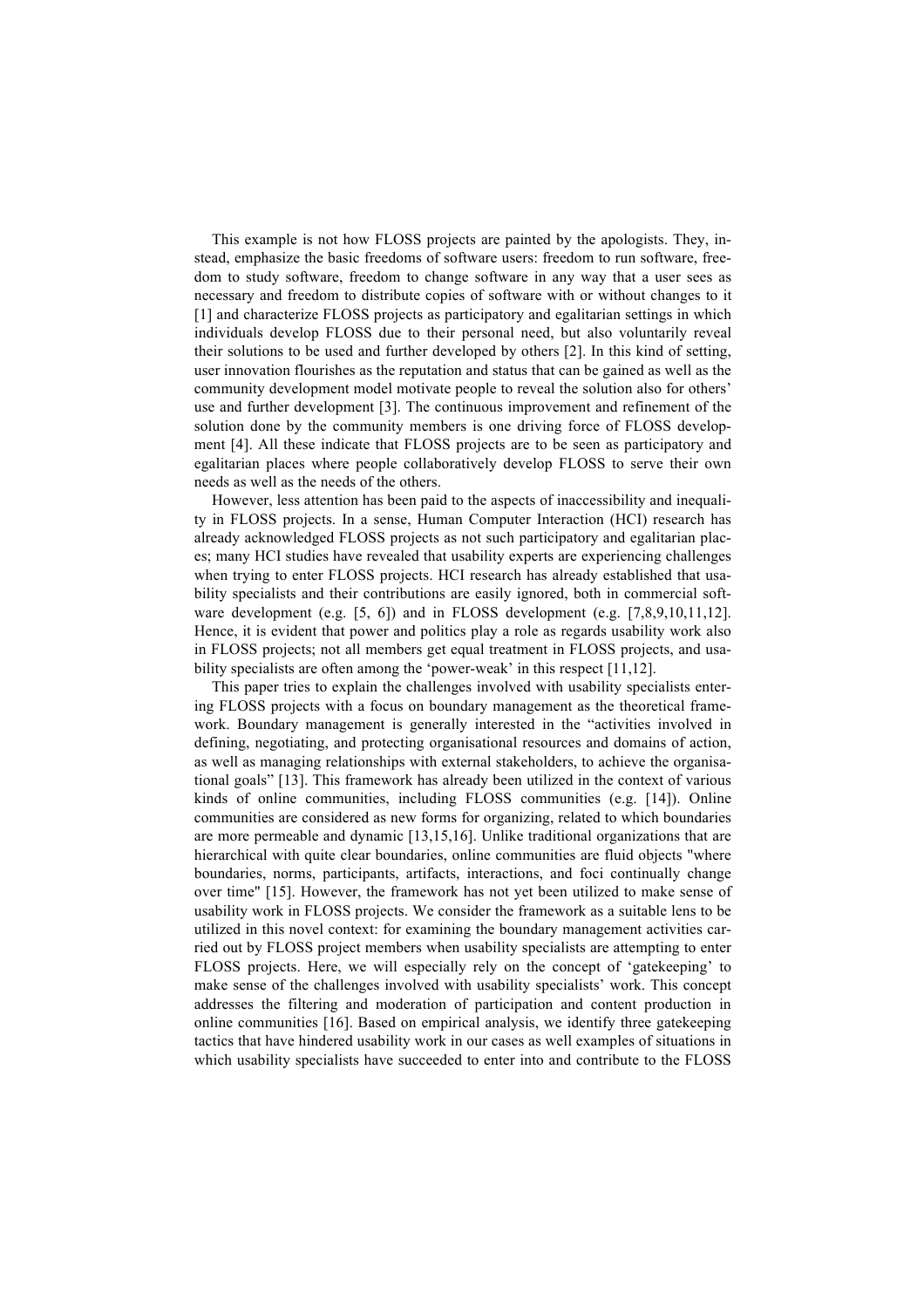This example is not how FLOSS projects are painted by the apologists. They, instead, emphasize the basic freedoms of software users: freedom to run software, freedom to study software, freedom to change software in any way that a user sees as necessary and freedom to distribute copies of software with or without changes to it [1] and characterize FLOSS projects as participatory and egalitarian settings in which individuals develop FLOSS due to their personal need, but also voluntarily reveal their solutions to be used and further developed by others [2]. In this kind of setting, user innovation flourishes as the reputation and status that can be gained as well as the community development model motivate people to reveal the solution also for others' use and further development [3]. The continuous improvement and refinement of the solution done by the community members is one driving force of FLOSS development [4]. All these indicate that FLOSS projects are to be seen as participatory and egalitarian places where people collaboratively develop FLOSS to serve their own needs as well as the needs of the others.

However, less attention has been paid to the aspects of inaccessibility and inequality in FLOSS projects. In a sense, Human Computer Interaction (HCI) research has already acknowledged FLOSS projects as not such participatory and egalitarian places; many HCI studies have revealed that usability experts are experiencing challenges when trying to enter FLOSS projects. HCI research has already established that usability specialists and their contributions are easily ignored, both in commercial software development (e.g. [5, 6]) and in FLOSS development (e.g. [7,8,9,10,11,12]. Hence, it is evident that power and politics play a role as regards usability work also in FLOSS projects; not all members get equal treatment in FLOSS projects, and usability specialists are often among the 'power-weak' in this respect [11,12].

This paper tries to explain the challenges involved with usability specialists entering FLOSS projects with a focus on boundary management as the theoretical framework. Boundary management is generally interested in the "activities involved in defining, negotiating, and protecting organisational resources and domains of action, as well as managing relationships with external stakeholders, to achieve the organisational goals" [13]. This framework has already been utilized in the context of various kinds of online communities, including FLOSS communities (e.g. [14]). Online communities are considered as new forms for organizing, related to which boundaries are more permeable and dynamic [13,15,16]. Unlike traditional organizations that are hierarchical with quite clear boundaries, online communities are fluid objects "where boundaries, norms, participants, artifacts, interactions, and foci continually change over time" [15]. However, the framework has not yet been utilized to make sense of usability work in FLOSS projects. We consider the framework as a suitable lens to be utilized in this novel context: for examining the boundary management activities carried out by FLOSS project members when usability specialists are attempting to enter FLOSS projects. Here, we will especially rely on the concept of 'gatekeeping' to make sense of the challenges involved with usability specialists' work. This concept addresses the filtering and moderation of participation and content production in online communities [16]. Based on empirical analysis, we identify three gatekeeping tactics that have hindered usability work in our cases as well examples of situations in which usability specialists have succeeded to enter into and contribute to the FLOSS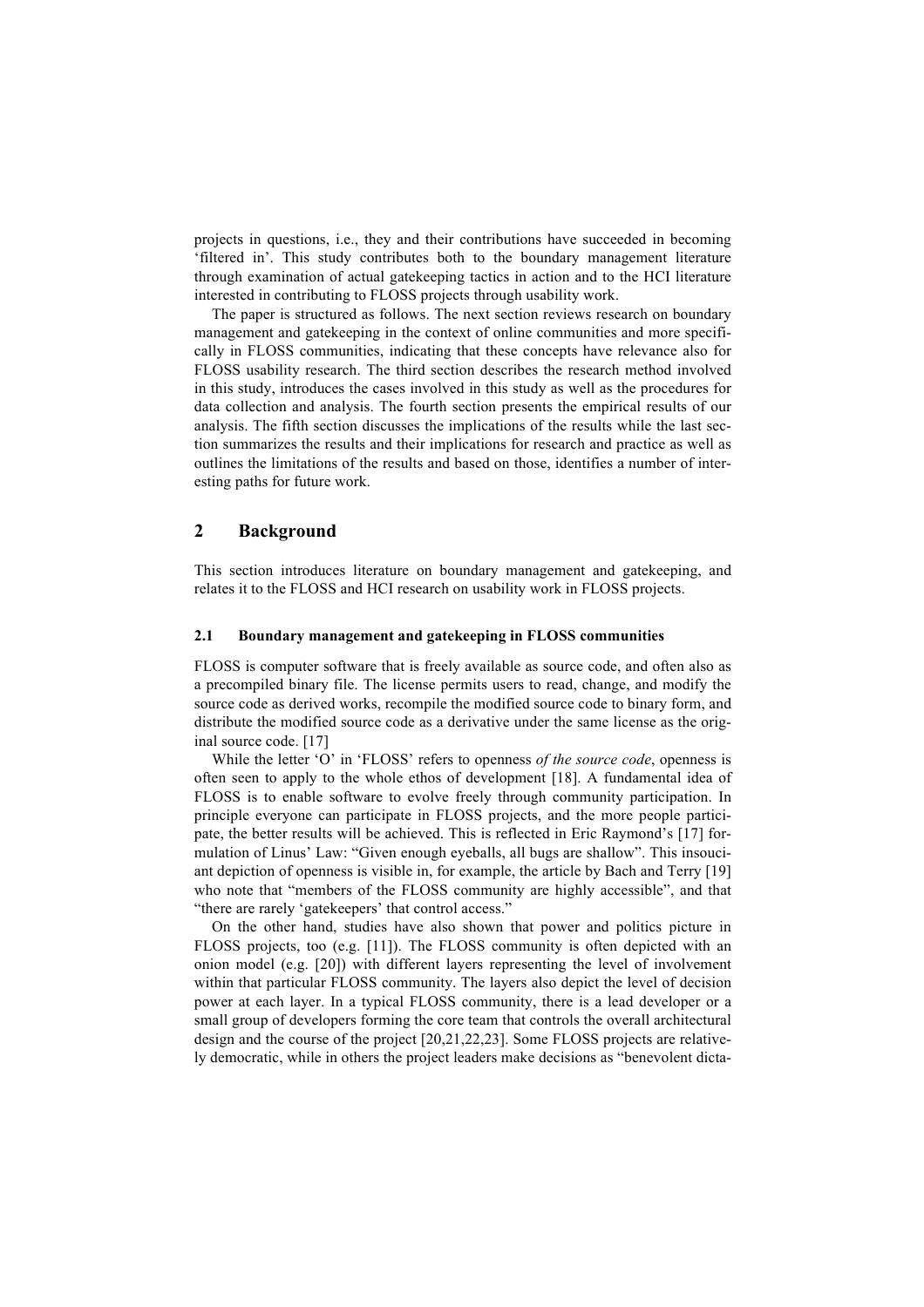projects in questions, i.e., they and their contributions have succeeded in becoming 'filtered in'. This study contributes both to the boundary management literature through examination of actual gatekeeping tactics in action and to the HCI literature interested in contributing to FLOSS projects through usability work.

The paper is structured as follows. The next section reviews research on boundary management and gatekeeping in the context of online communities and more specifically in FLOSS communities, indicating that these concepts have relevance also for FLOSS usability research. The third section describes the research method involved in this study, introduces the cases involved in this study as well as the procedures for data collection and analysis. The fourth section presents the empirical results of our analysis. The fifth section discusses the implications of the results while the last section summarizes the results and their implications for research and practice as well as outlines the limitations of the results and based on those, identifies a number of interesting paths for future work.

## 2 Background

This section introduces literature on boundary management and gatekeeping, and relates it to the FLOSS and HCI research on usability work in FLOSS projects.

### 2.1 Boundary management and gatekeeping in FLOSS communities

FLOSS is computer software that is freely available as source code, and often also as a precompiled binary file. The license permits users to read, change, and modify the source code as derived works, recompile the modified source code to binary form, and distribute the modified source code as a derivative under the same license as the original source code. [17]

While the letter 'O' in 'FLOSS' refers to openness *of the source code*, openness is often seen to apply to the whole ethos of development [18]. A fundamental idea of FLOSS is to enable software to evolve freely through community participation. In principle everyone can participate in FLOSS projects, and the more people participate, the better results will be achieved. This is reflected in Eric Raymond's [17] formulation of Linus' Law: "Given enough eyeballs, all bugs are shallow". This insouciant depiction of openness is visible in, for example, the article by Bach and Terry [19] who note that "members of the FLOSS community are highly accessible", and that "there are rarely 'gatekeepers' that control access."

On the other hand, studies have also shown that power and politics picture in FLOSS projects, too (e.g. [11]). The FLOSS community is often depicted with an onion model (e.g. [20]) with different layers representing the level of involvement within that particular FLOSS community. The layers also depict the level of decision power at each layer. In a typical FLOSS community, there is a lead developer or a small group of developers forming the core team that controls the overall architectural design and the course of the project [20,21,22,23]. Some FLOSS projects are relatively democratic, while in others the project leaders make decisions as "benevolent dicta-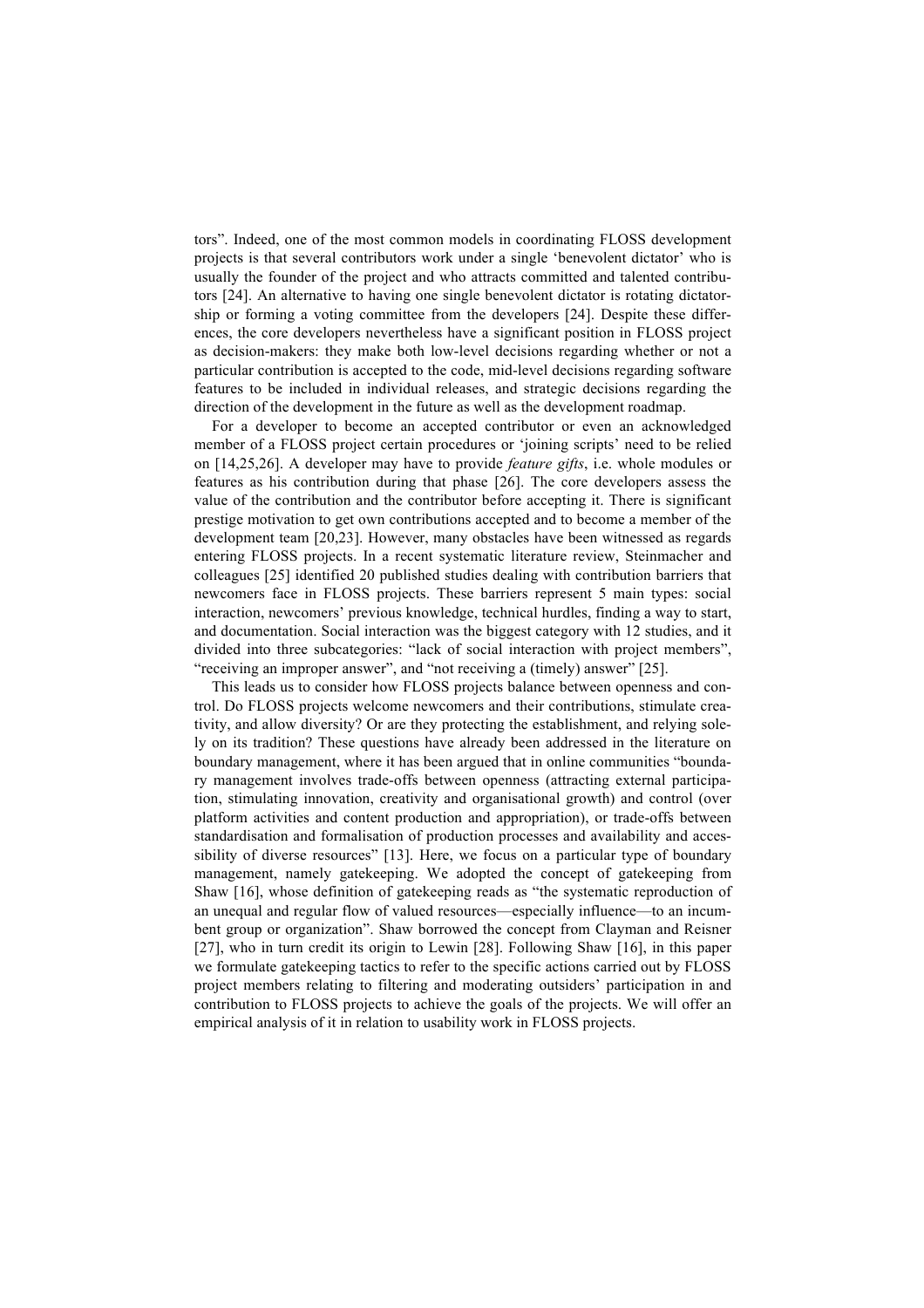tors". Indeed, one of the most common models in coordinating FLOSS development projects is that several contributors work under a single 'benevolent dictator' who is usually the founder of the project and who attracts committed and talented contributors [24]. An alternative to having one single benevolent dictator is rotating dictatorship or forming a voting committee from the developers [24]. Despite these differences, the core developers nevertheless have a significant position in FLOSS project as decision-makers: they make both low-level decisions regarding whether or not a particular contribution is accepted to the code, mid-level decisions regarding software features to be included in individual releases, and strategic decisions regarding the direction of the development in the future as well as the development roadmap.

For a developer to become an accepted contributor or even an acknowledged member of a FLOSS project certain procedures or 'joining scripts' need to be relied on [14,25,26]. A developer may have to provide *feature gifts*, i.e. whole modules or features as his contribution during that phase [26]. The core developers assess the value of the contribution and the contributor before accepting it. There is significant prestige motivation to get own contributions accepted and to become a member of the development team [20,23]. However, many obstacles have been witnessed as regards entering FLOSS projects. In a recent systematic literature review, Steinmacher and colleagues [25] identified 20 published studies dealing with contribution barriers that newcomers face in FLOSS projects. These barriers represent 5 main types: social interaction, newcomers' previous knowledge, technical hurdles, finding a way to start, and documentation. Social interaction was the biggest category with 12 studies, and it divided into three subcategories: "lack of social interaction with project members", "receiving an improper answer", and "not receiving a (timely) answer" [25].

This leads us to consider how FLOSS projects balance between openness and control. Do FLOSS projects welcome newcomers and their contributions, stimulate creativity, and allow diversity? Or are they protecting the establishment, and relying solely on its tradition? These questions have already been addressed in the literature on boundary management, where it has been argued that in online communities "boundary management involves trade-offs between openness (attracting external participation, stimulating innovation, creativity and organisational growth) and control (over platform activities and content production and appropriation), or trade-offs between standardisation and formalisation of production processes and availability and accessibility of diverse resources" [13]. Here, we focus on a particular type of boundary management, namely gatekeeping. We adopted the concept of gatekeeping from Shaw [16], whose definition of gatekeeping reads as "the systematic reproduction of an unequal and regular flow of valued resources—especially influence—to an incumbent group or organization". Shaw borrowed the concept from Clayman and Reisner [27], who in turn credit its origin to Lewin [28]. Following Shaw [16], in this paper we formulate gatekeeping tactics to refer to the specific actions carried out by FLOSS project members relating to filtering and moderating outsiders' participation in and contribution to FLOSS projects to achieve the goals of the projects. We will offer an empirical analysis of it in relation to usability work in FLOSS projects.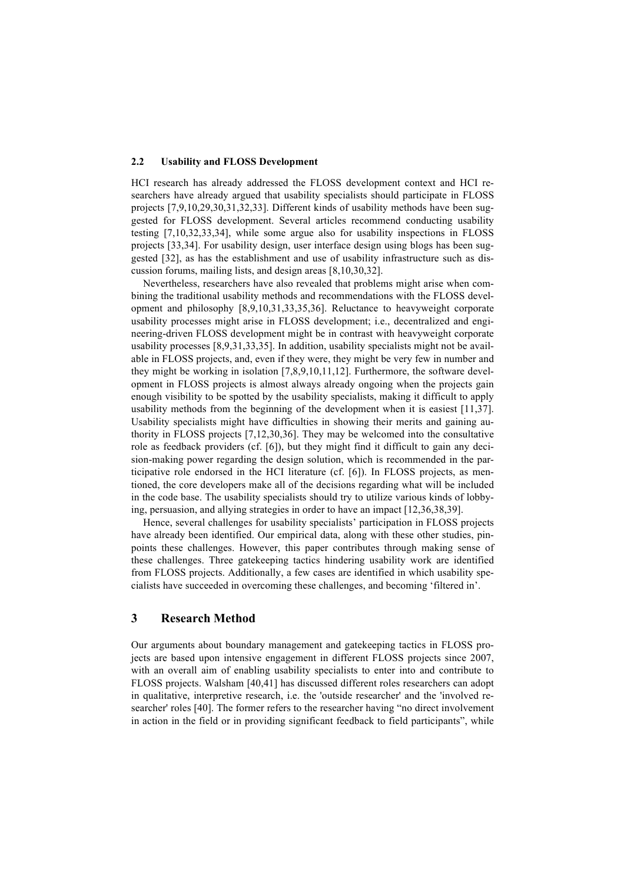### 2.2 Usability and FLOSS Development

HCI research has already addressed the FLOSS development context and HCI researchers have already argued that usability specialists should participate in FLOSS projects [7,9,10,29,30,31,32,33]. Different kinds of usability methods have been suggested for FLOSS development. Several articles recommend conducting usability testing [7,10,32,33,34], while some argue also for usability inspections in FLOSS projects [33,34]. For usability design, user interface design using blogs has been suggested [32], as has the establishment and use of usability infrastructure such as discussion forums, mailing lists, and design areas [8,10,30,32].

Nevertheless, researchers have also revealed that problems might arise when combining the traditional usability methods and recommendations with the FLOSS development and philosophy [8,9,10,31,33,35,36]. Reluctance to heavyweight corporate usability processes might arise in FLOSS development; i.e., decentralized and engineering-driven FLOSS development might be in contrast with heavyweight corporate usability processes [8,9,31,33,35]. In addition, usability specialists might not be available in FLOSS projects, and, even if they were, they might be very few in number and they might be working in isolation [7,8,9,10,11,12]. Furthermore, the software development in FLOSS projects is almost always already ongoing when the projects gain enough visibility to be spotted by the usability specialists, making it difficult to apply usability methods from the beginning of the development when it is easiest [11,37]. Usability specialists might have difficulties in showing their merits and gaining authority in FLOSS projects [7,12,30,36]. They may be welcomed into the consultative role as feedback providers (cf. [6]), but they might find it difficult to gain any decision-making power regarding the design solution, which is recommended in the participative role endorsed in the HCI literature (cf. [6]). In FLOSS projects, as mentioned, the core developers make all of the decisions regarding what will be included in the code base. The usability specialists should try to utilize various kinds of lobbying, persuasion, and allying strategies in order to have an impact [12,36,38,39].

Hence, several challenges for usability specialists' participation in FLOSS projects have already been identified. Our empirical data, along with these other studies, pinpoints these challenges. However, this paper contributes through making sense of these challenges. Three gatekeeping tactics hindering usability work are identified from FLOSS projects. Additionally, a few cases are identified in which usability specialists have succeeded in overcoming these challenges, and becoming 'filtered in'.

## 3 Research Method

Our arguments about boundary management and gatekeeping tactics in FLOSS projects are based upon intensive engagement in different FLOSS projects since 2007, with an overall aim of enabling usability specialists to enter into and contribute to FLOSS projects. Walsham [40,41] has discussed different roles researchers can adopt in qualitative, interpretive research, i.e. the 'outside researcher' and the 'involved researcher' roles [40]. The former refers to the researcher having "no direct involvement in action in the field or in providing significant feedback to field participants", while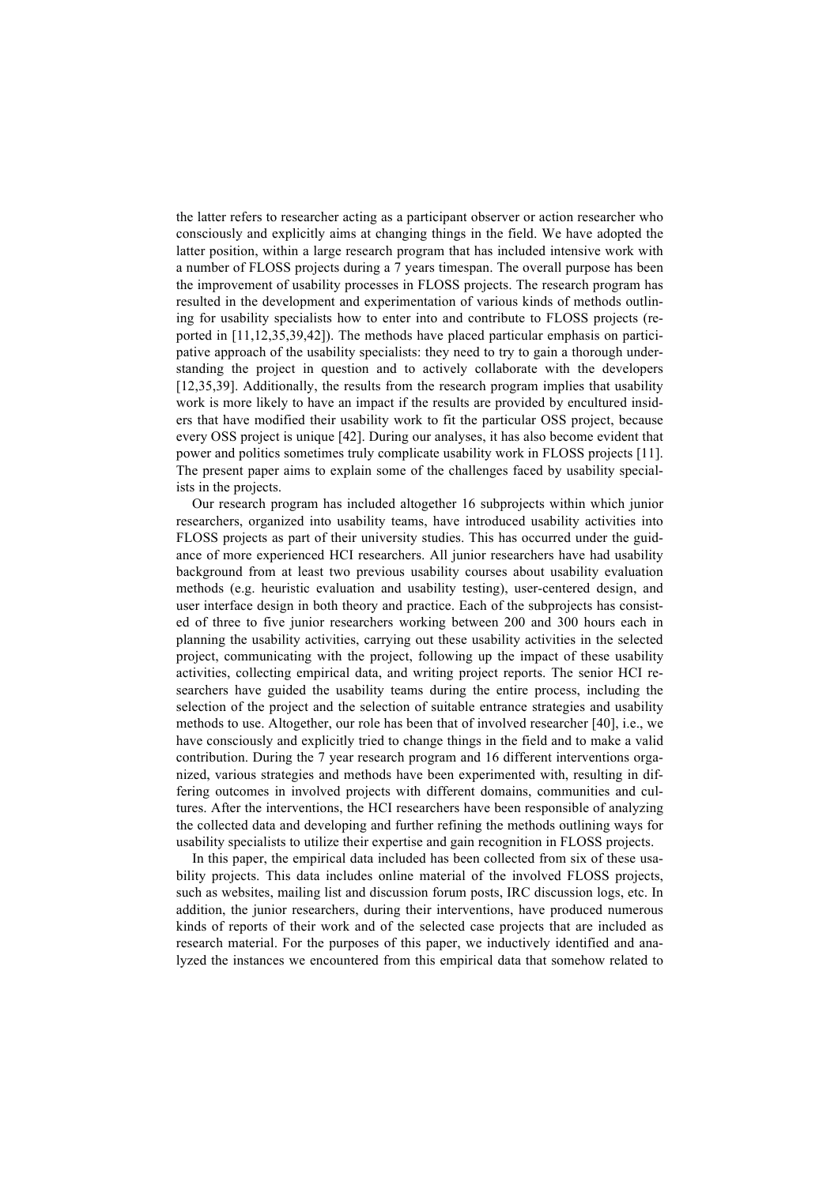the latter refers to researcher acting as a participant observer or action researcher who consciously and explicitly aims at changing things in the field. We have adopted the latter position, within a large research program that has included intensive work with a number of FLOSS projects during a 7 years timespan. The overall purpose has been the improvement of usability processes in FLOSS projects. The research program has resulted in the development and experimentation of various kinds of methods outlining for usability specialists how to enter into and contribute to FLOSS projects (reported in [11,12,35,39,42]). The methods have placed particular emphasis on participative approach of the usability specialists: they need to try to gain a thorough understanding the project in question and to actively collaborate with the developers [12,35,39]. Additionally, the results from the research program implies that usability work is more likely to have an impact if the results are provided by encultured insiders that have modified their usability work to fit the particular OSS project, because every OSS project is unique [42]. During our analyses, it has also become evident that power and politics sometimes truly complicate usability work in FLOSS projects [11]. The present paper aims to explain some of the challenges faced by usability specialists in the projects.

Our research program has included altogether 16 subprojects within which junior researchers, organized into usability teams, have introduced usability activities into FLOSS projects as part of their university studies. This has occurred under the guidance of more experienced HCI researchers. All junior researchers have had usability background from at least two previous usability courses about usability evaluation methods (e.g. heuristic evaluation and usability testing), user-centered design, and user interface design in both theory and practice. Each of the subprojects has consisted of three to five junior researchers working between 200 and 300 hours each in planning the usability activities, carrying out these usability activities in the selected project, communicating with the project, following up the impact of these usability activities, collecting empirical data, and writing project reports. The senior HCI researchers have guided the usability teams during the entire process, including the selection of the project and the selection of suitable entrance strategies and usability methods to use. Altogether, our role has been that of involved researcher [40], i.e., we have consciously and explicitly tried to change things in the field and to make a valid contribution. During the 7 year research program and 16 different interventions organized, various strategies and methods have been experimented with, resulting in differing outcomes in involved projects with different domains, communities and cultures. After the interventions, the HCI researchers have been responsible of analyzing the collected data and developing and further refining the methods outlining ways for usability specialists to utilize their expertise and gain recognition in FLOSS projects.

In this paper, the empirical data included has been collected from six of these usability projects. This data includes online material of the involved FLOSS projects, such as websites, mailing list and discussion forum posts, IRC discussion logs, etc. In addition, the junior researchers, during their interventions, have produced numerous kinds of reports of their work and of the selected case projects that are included as research material. For the purposes of this paper, we inductively identified and analyzed the instances we encountered from this empirical data that somehow related to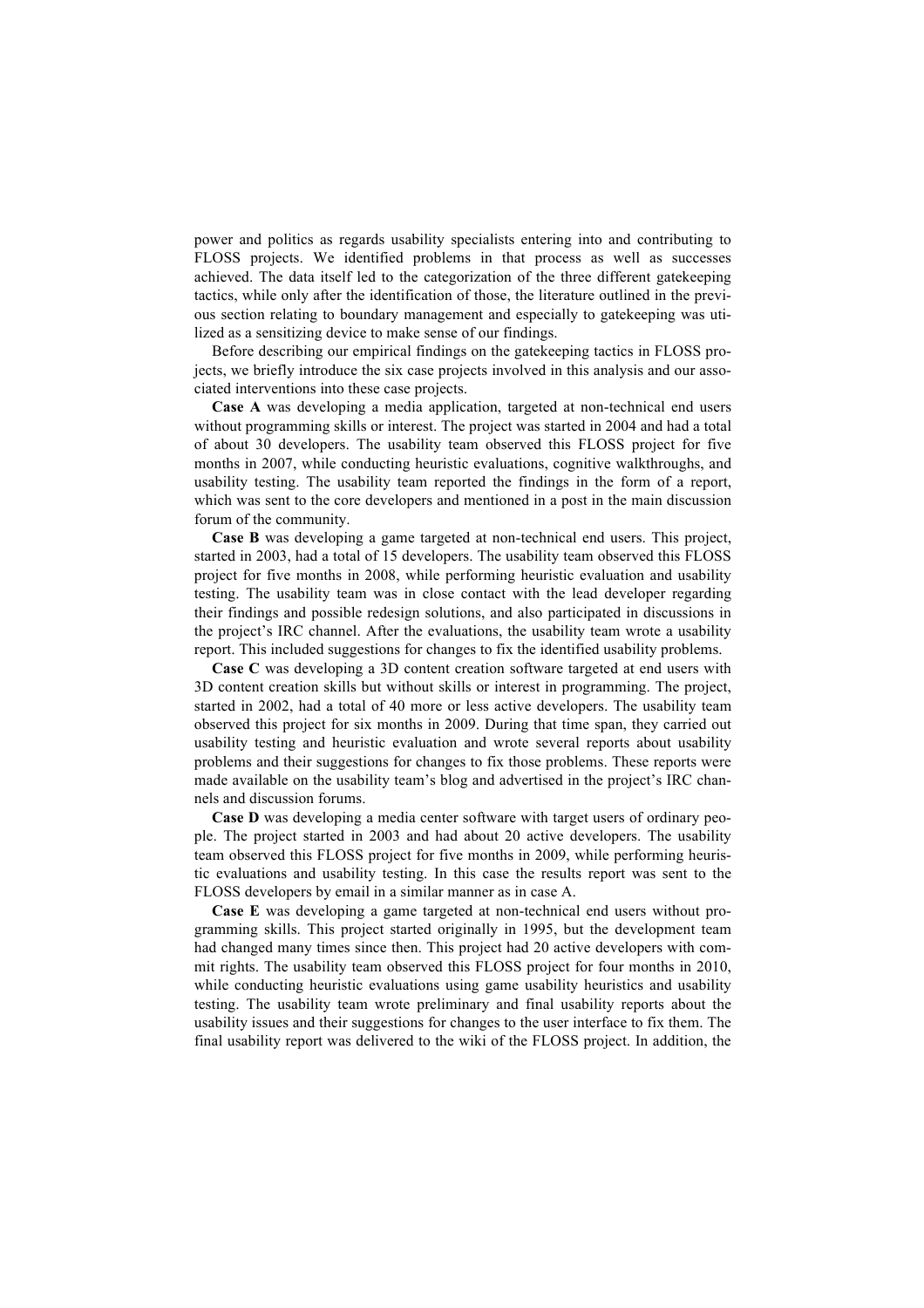power and politics as regards usability specialists entering into and contributing to FLOSS projects. We identified problems in that process as well as successes achieved. The data itself led to the categorization of the three different gatekeeping tactics, while only after the identification of those, the literature outlined in the previous section relating to boundary management and especially to gatekeeping was utilized as a sensitizing device to make sense of our findings.

Before describing our empirical findings on the gatekeeping tactics in FLOSS projects, we briefly introduce the six case projects involved in this analysis and our associated interventions into these case projects.

**Case A** was developing a media application, targeted at non-technical end users without programming skills or interest. The project was started in 2004 and had a total of about 30 developers. The usability team observed this FLOSS project for five months in 2007, while conducting heuristic evaluations, cognitive walkthroughs, and usability testing. The usability team reported the findings in the form of a report, which was sent to the core developers and mentioned in a post in the main discussion forum of the community.

**Case B** was developing a game targeted at non-technical end users. This project, started in 2003, had a total of 15 developers. The usability team observed this FLOSS project for five months in 2008, while performing heuristic evaluation and usability testing. The usability team was in close contact with the lead developer regarding their findings and possible redesign solutions, and also participated in discussions in the project's IRC channel. After the evaluations, the usability team wrote a usability report. This included suggestions for changes to fix the identified usability problems.

**Case C** was developing a 3D content creation software targeted at end users with 3D content creation skills but without skills or interest in programming. The project, started in 2002, had a total of 40 more or less active developers. The usability team observed this project for six months in 2009. During that time span, they carried out usability testing and heuristic evaluation and wrote several reports about usability problems and their suggestions for changes to fix those problems. These reports were made available on the usability team's blog and advertised in the project's IRC channels and discussion forums.

**Case D** was developing a media center software with target users of ordinary people. The project started in 2003 and had about 20 active developers. The usability team observed this FLOSS project for five months in 2009, while performing heuristic evaluations and usability testing. In this case the results report was sent to the FLOSS developers by email in a similar manner as in case A.

**Case E** was developing a game targeted at non-technical end users without programming skills. This project started originally in 1995, but the development team had changed many times since then. This project had 20 active developers with commit rights. The usability team observed this FLOSS project for four months in 2010, while conducting heuristic evaluations using game usability heuristics and usability testing. The usability team wrote preliminary and final usability reports about the usability issues and their suggestions for changes to the user interface to fix them. The final usability report was delivered to the wiki of the FLOSS project. In addition, the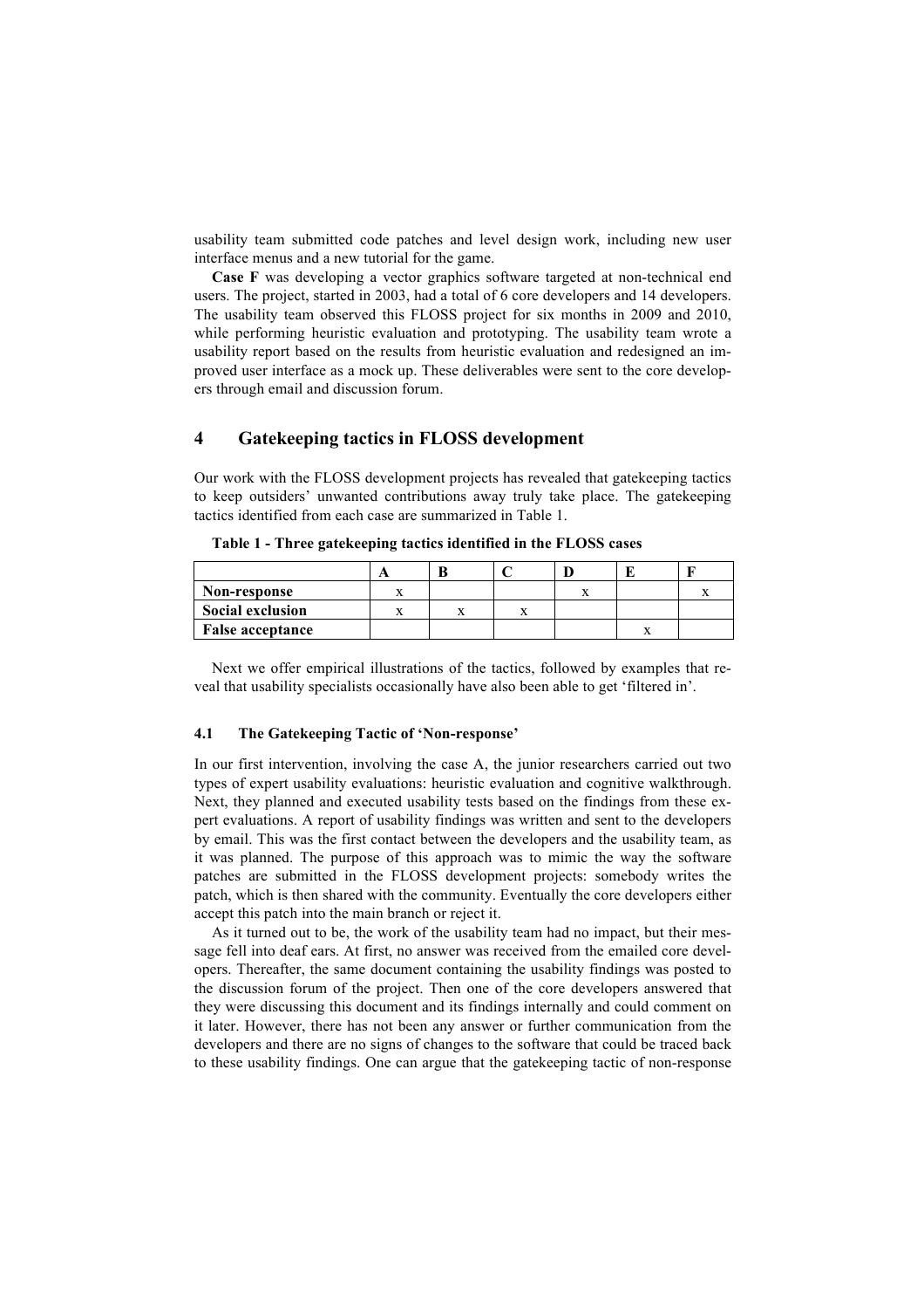usability team submitted code patches and level design work, including new user interface menus and a new tutorial for the game.

**Case F** was developing a vector graphics software targeted at non-technical end users. The project, started in 2003, had a total of 6 core developers and 14 developers. The usability team observed this FLOSS project for six months in 2009 and 2010, while performing heuristic evaluation and prototyping. The usability team wrote a usability report based on the results from heuristic evaluation and redesigned an improved user interface as a mock up. These deliverables were sent to the core developers through email and discussion forum.

## 4 Gatekeeping tactics in FLOSS development

Our work with the FLOSS development projects has revealed that gatekeeping tactics to keep outsiders' unwanted contributions away truly take place. The gatekeeping tactics identified from each case are summarized in Table 1.

**Table 1 - Three gatekeeping tactics identified in the FLOSS cases**

| | A | B | C | D | E | F |
|---|---|---|---|---|---|---|
| **Non-response** | x | | | x | | x |
| **Social exclusion** | x | x | x | | | |
| **False acceptance** | | | | | x | |

Next we offer empirical illustrations of the tactics, followed by examples that reveal that usability specialists occasionally have also been able to get 'filtered in'.

### 4.1 The Gatekeeping Tactic of 'Non-response'

In our first intervention, involving the case A, the junior researchers carried out two types of expert usability evaluations: heuristic evaluation and cognitive walkthrough. Next, they planned and executed usability tests based on the findings from these expert evaluations. A report of usability findings was written and sent to the developers by email. This was the first contact between the developers and the usability team, as it was planned. The purpose of this approach was to mimic the way the software patches are submitted in the FLOSS development projects: somebody writes the patch, which is then shared with the community. Eventually the core developers either accept this patch into the main branch or reject it.

As it turned out to be, the work of the usability team had no impact, but their message fell into deaf ears. At first, no answer was received from the emailed core developers. Thereafter, the same document containing the usability findings was posted to the discussion forum of the project. Then one of the core developers answered that they were discussing this document and its findings internally and could comment on it later. However, there has not been any answer or further communication from the developers and there are no signs of changes to the software that could be traced back to these usability findings. One can argue that the gatekeeping tactic of non-response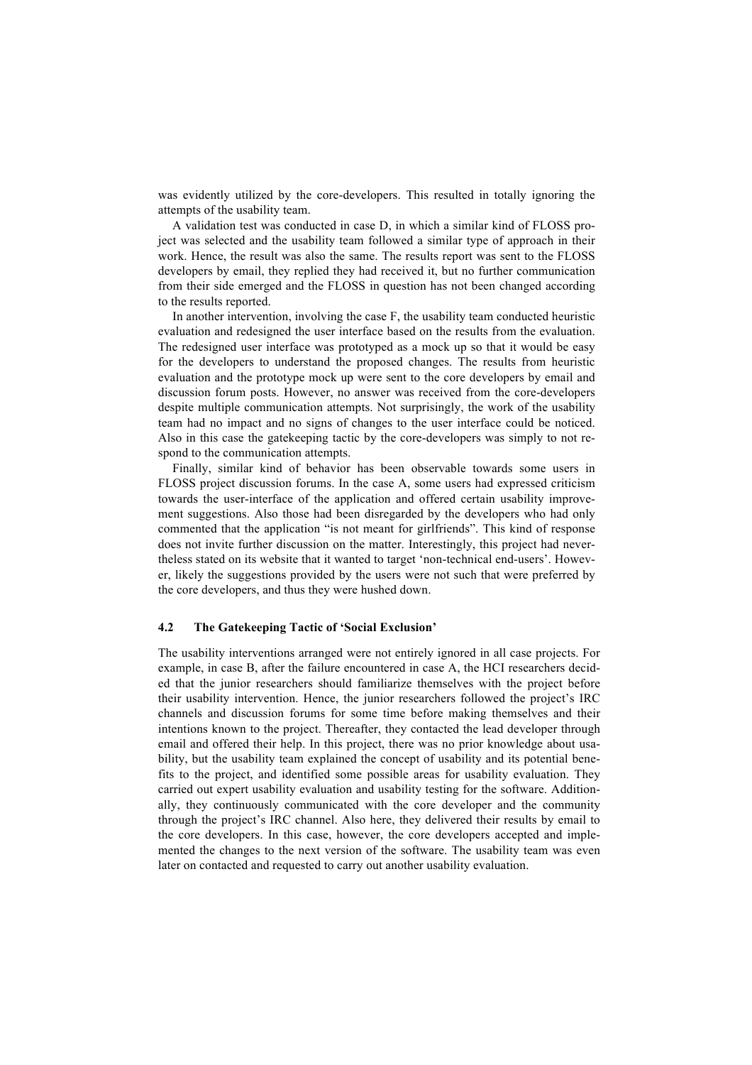was evidently utilized by the core-developers. This resulted in totally ignoring the attempts of the usability team.

A validation test was conducted in case D, in which a similar kind of FLOSS project was selected and the usability team followed a similar type of approach in their work. Hence, the result was also the same. The results report was sent to the FLOSS developers by email, they replied they had received it, but no further communication from their side emerged and the FLOSS in question has not been changed according to the results reported.

In another intervention, involving the case F, the usability team conducted heuristic evaluation and redesigned the user interface based on the results from the evaluation. The redesigned user interface was prototyped as a mock up so that it would be easy for the developers to understand the proposed changes. The results from heuristic evaluation and the prototype mock up were sent to the core developers by email and discussion forum posts. However, no answer was received from the core-developers despite multiple communication attempts. Not surprisingly, the work of the usability team had no impact and no signs of changes to the user interface could be noticed. Also in this case the gatekeeping tactic by the core-developers was simply to not respond to the communication attempts.

Finally, similar kind of behavior has been observable towards some users in FLOSS project discussion forums. In the case A, some users had expressed criticism towards the user-interface of the application and offered certain usability improvement suggestions. Also those had been disregarded by the developers who had only commented that the application "is not meant for girlfriends". This kind of response does not invite further discussion on the matter. Interestingly, this project had nevertheless stated on its website that it wanted to target 'non-technical end-users'. However, likely the suggestions provided by the users were not such that were preferred by the core developers, and thus they were hushed down.

### 4.2 The Gatekeeping Tactic of 'Social Exclusion'

The usability interventions arranged were not entirely ignored in all case projects. For example, in case B, after the failure encountered in case A, the HCI researchers decided that the junior researchers should familiarize themselves with the project before their usability intervention. Hence, the junior researchers followed the project's IRC channels and discussion forums for some time before making themselves and their intentions known to the project. Thereafter, they contacted the lead developer through email and offered their help. In this project, there was no prior knowledge about usability, but the usability team explained the concept of usability and its potential benefits to the project, and identified some possible areas for usability evaluation. They carried out expert usability evaluation and usability testing for the software. Additionally, they continuously communicated with the core developer and the community through the project's IRC channel. Also here, they delivered their results by email to the core developers. In this case, however, the core developers accepted and implemented the changes to the next version of the software. The usability team was even later on contacted and requested to carry out another usability evaluation.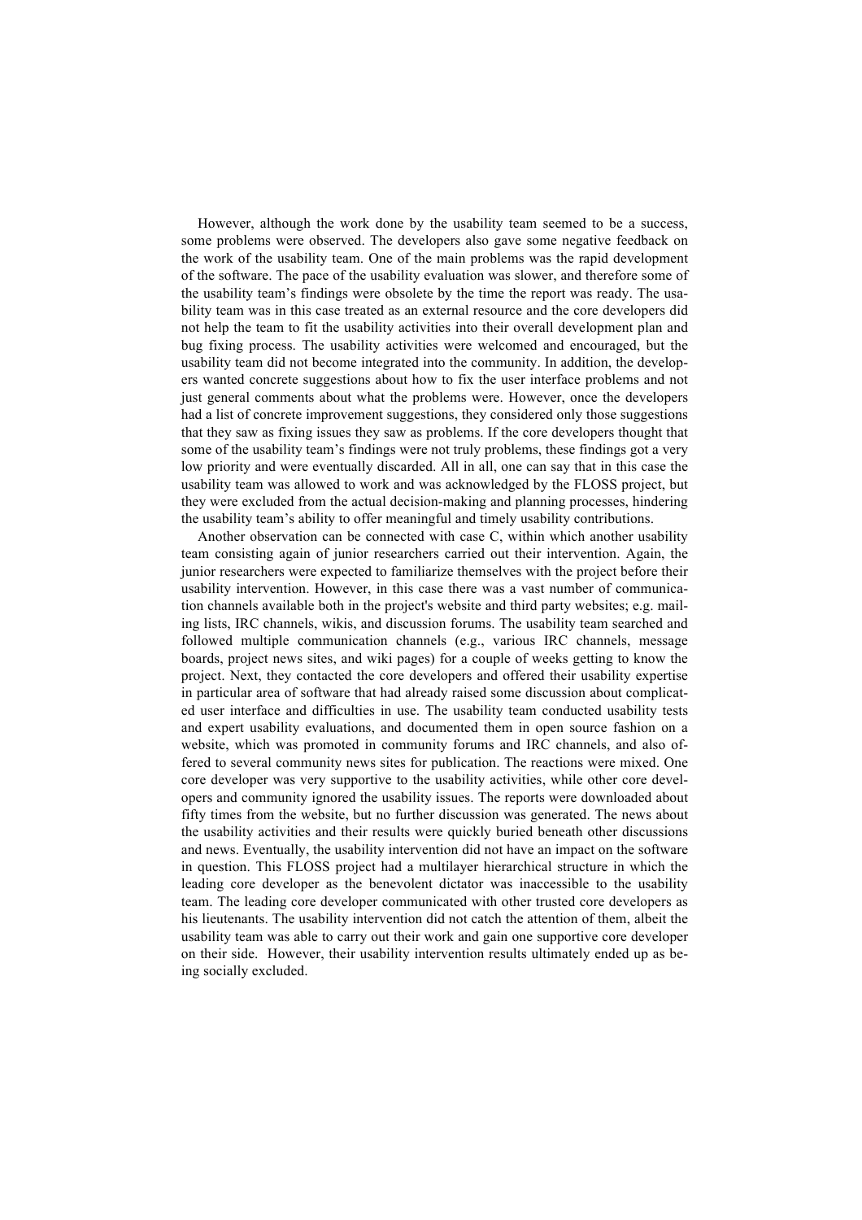However, although the work done by the usability team seemed to be a success, some problems were observed. The developers also gave some negative feedback on the work of the usability team. One of the main problems was the rapid development of the software. The pace of the usability evaluation was slower, and therefore some of the usability team's findings were obsolete by the time the report was ready. The usability team was in this case treated as an external resource and the core developers did not help the team to fit the usability activities into their overall development plan and bug fixing process. The usability activities were welcomed and encouraged, but the usability team did not become integrated into the community. In addition, the developers wanted concrete suggestions about how to fix the user interface problems and not just general comments about what the problems were. However, once the developers had a list of concrete improvement suggestions, they considered only those suggestions that they saw as fixing issues they saw as problems. If the core developers thought that some of the usability team's findings were not truly problems, these findings got a very low priority and were eventually discarded. All in all, one can say that in this case the usability team was allowed to work and was acknowledged by the FLOSS project, but they were excluded from the actual decision-making and planning processes, hindering the usability team's ability to offer meaningful and timely usability contributions.

Another observation can be connected with case C, within which another usability team consisting again of junior researchers carried out their intervention. Again, the junior researchers were expected to familiarize themselves with the project before their usability intervention. However, in this case there was a vast number of communication channels available both in the project's website and third party websites; e.g. mailing lists, IRC channels, wikis, and discussion forums. The usability team searched and followed multiple communication channels (e.g., various IRC channels, message boards, project news sites, and wiki pages) for a couple of weeks getting to know the project. Next, they contacted the core developers and offered their usability expertise in particular area of software that had already raised some discussion about complicated user interface and difficulties in use. The usability team conducted usability tests and expert usability evaluations, and documented them in open source fashion on a website, which was promoted in community forums and IRC channels, and also offered to several community news sites for publication. The reactions were mixed. One core developer was very supportive to the usability activities, while other core developers and community ignored the usability issues. The reports were downloaded about fifty times from the website, but no further discussion was generated. The news about the usability activities and their results were quickly buried beneath other discussions and news. Eventually, the usability intervention did not have an impact on the software in question. This FLOSS project had a multilayer hierarchical structure in which the leading core developer as the benevolent dictator was inaccessible to the usability team. The leading core developer communicated with other trusted core developers as his lieutenants. The usability intervention did not catch the attention of them, albeit the usability team was able to carry out their work and gain one supportive core developer on their side. However, their usability intervention results ultimately ended up as being socially excluded.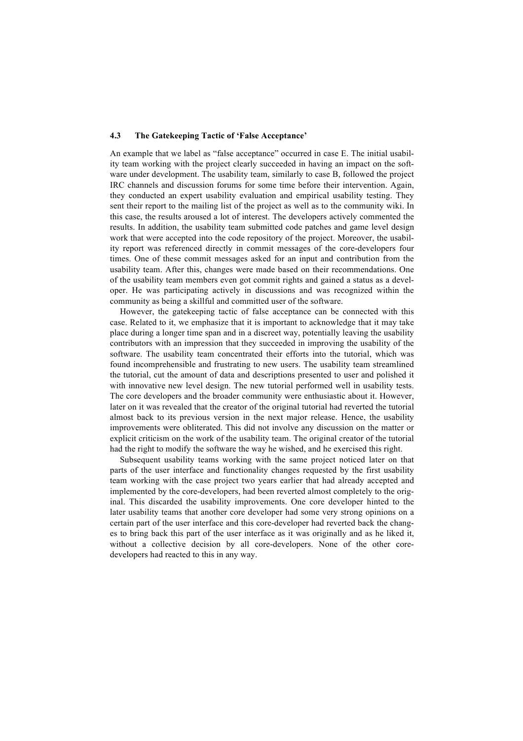### 4.3 The Gatekeeping Tactic of 'False Acceptance'

An example that we label as "false acceptance" occurred in case E. The initial usability team working with the project clearly succeeded in having an impact on the software under development. The usability team, similarly to case B, followed the project IRC channels and discussion forums for some time before their intervention. Again, they conducted an expert usability evaluation and empirical usability testing. They sent their report to the mailing list of the project as well as to the community wiki. In this case, the results aroused a lot of interest. The developers actively commented the results. In addition, the usability team submitted code patches and game level design work that were accepted into the code repository of the project. Moreover, the usability report was referenced directly in commit messages of the core-developers four times. One of these commit messages asked for an input and contribution from the usability team. After this, changes were made based on their recommendations. One of the usability team members even got commit rights and gained a status as a developer. He was participating actively in discussions and was recognized within the community as being a skillful and committed user of the software.

However, the gatekeeping tactic of false acceptance can be connected with this case. Related to it, we emphasize that it is important to acknowledge that it may take place during a longer time span and in a discreet way, potentially leaving the usability contributors with an impression that they succeeded in improving the usability of the software. The usability team concentrated their efforts into the tutorial, which was found incomprehensible and frustrating to new users. The usability team streamlined the tutorial, cut the amount of data and descriptions presented to user and polished it with innovative new level design. The new tutorial performed well in usability tests. The core developers and the broader community were enthusiastic about it. However, later on it was revealed that the creator of the original tutorial had reverted the tutorial almost back to its previous version in the next major release. Hence, the usability improvements were obliterated. This did not involve any discussion on the matter or explicit criticism on the work of the usability team. The original creator of the tutorial had the right to modify the software the way he wished, and he exercised this right.

Subsequent usability teams working with the same project noticed later on that parts of the user interface and functionality changes requested by the first usability team working with the case project two years earlier that had already accepted and implemented by the core-developers, had been reverted almost completely to the original. This discarded the usability improvements. One core developer hinted to the later usability teams that another core developer had some very strong opinions on a certain part of the user interface and this core-developer had reverted back the changes to bring back this part of the user interface as it was originally and as he liked it, without a collective decision by all core-developers. None of the other core-developers had reacted to this in any way.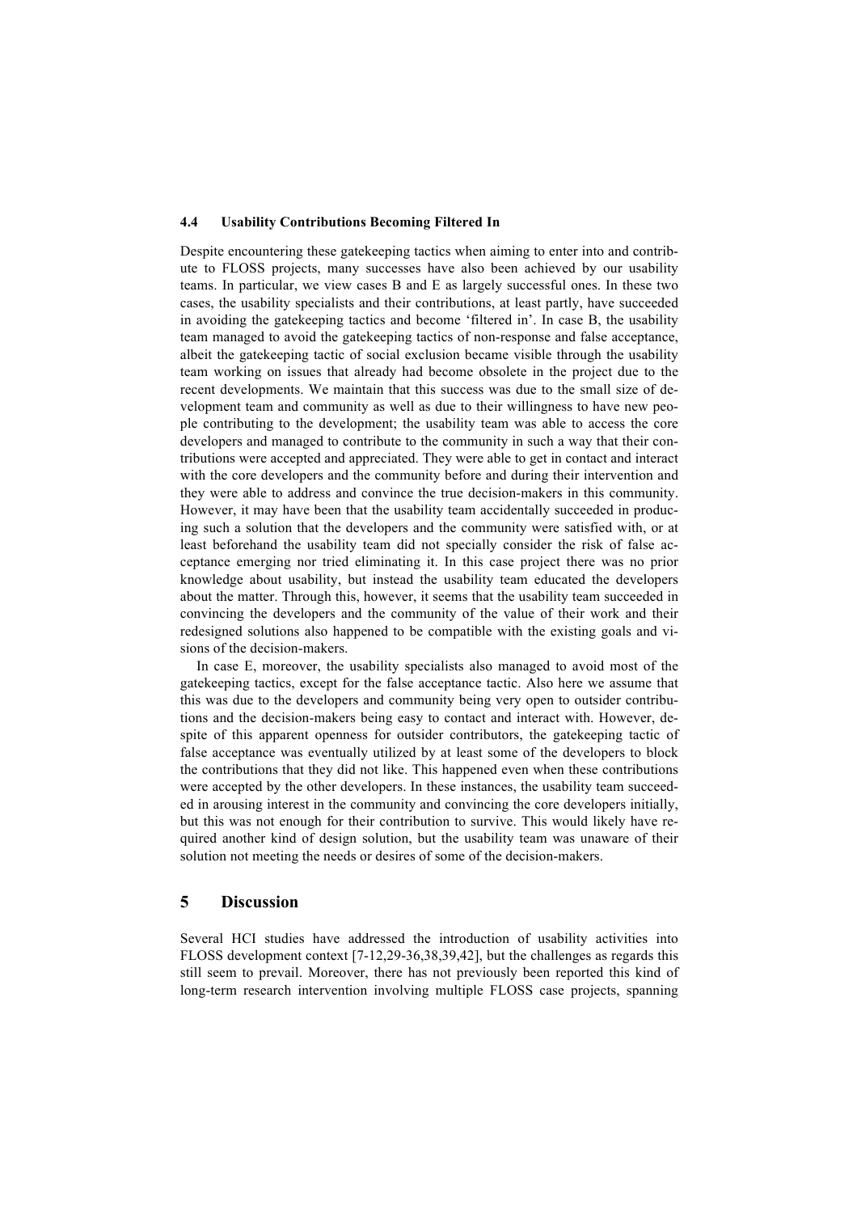### 4.4 Usability Contributions Becoming Filtered In

Despite encountering these gatekeeping tactics when aiming to enter into and contribute to FLOSS projects, many successes have also been achieved by our usability teams. In particular, we view cases B and E as largely successful ones. In these two cases, the usability specialists and their contributions, at least partly, have succeeded in avoiding the gatekeeping tactics and become 'filtered in'. In case B, the usability team managed to avoid the gatekeeping tactics of non-response and false acceptance, albeit the gatekeeping tactic of social exclusion became visible through the usability team working on issues that already had become obsolete in the project due to the recent developments. We maintain that this success was due to the small size of development team and community as well as due to their willingness to have new people contributing to the development; the usability team was able to access the core developers and managed to contribute to the community in such a way that their contributions were accepted and appreciated. They were able to get in contact and interact with the core developers and the community before and during their intervention and they were able to address and convince the true decision-makers in this community. However, it may have been that the usability team accidentally succeeded in producing such a solution that the developers and the community were satisfied with, or at least beforehand the usability team did not specially consider the risk of false acceptance emerging nor tried eliminating it. In this case project there was no prior knowledge about usability, but instead the usability team educated the developers about the matter. Through this, however, it seems that the usability team succeeded in convincing the developers and the community of the value of their work and their redesigned solutions also happened to be compatible with the existing goals and visions of the decision-makers.

In case E, moreover, the usability specialists also managed to avoid most of the gatekeeping tactics, except for the false acceptance tactic. Also here we assume that this was due to the developers and community being very open to outsider contributions and the decision-makers being easy to contact and interact with. However, despite of this apparent openness for outsider contributors, the gatekeeping tactic of false acceptance was eventually utilized by at least some of the developers to block the contributions that they did not like. This happened even when these contributions were accepted by the other developers. In these instances, the usability team succeeded in arousing interest in the community and convincing the core developers initially, but this was not enough for their contribution to survive. This would likely have required another kind of design solution, but the usability team was unaware of their solution not meeting the needs or desires of some of the decision-makers.

## 5 Discussion

Several HCI studies have addressed the introduction of usability activities into FLOSS development context [7-12,29-36,38,39,42], but the challenges as regards this still seem to prevail. Moreover, there has not previously been reported this kind of long-term research intervention involving multiple FLOSS case projects, spanning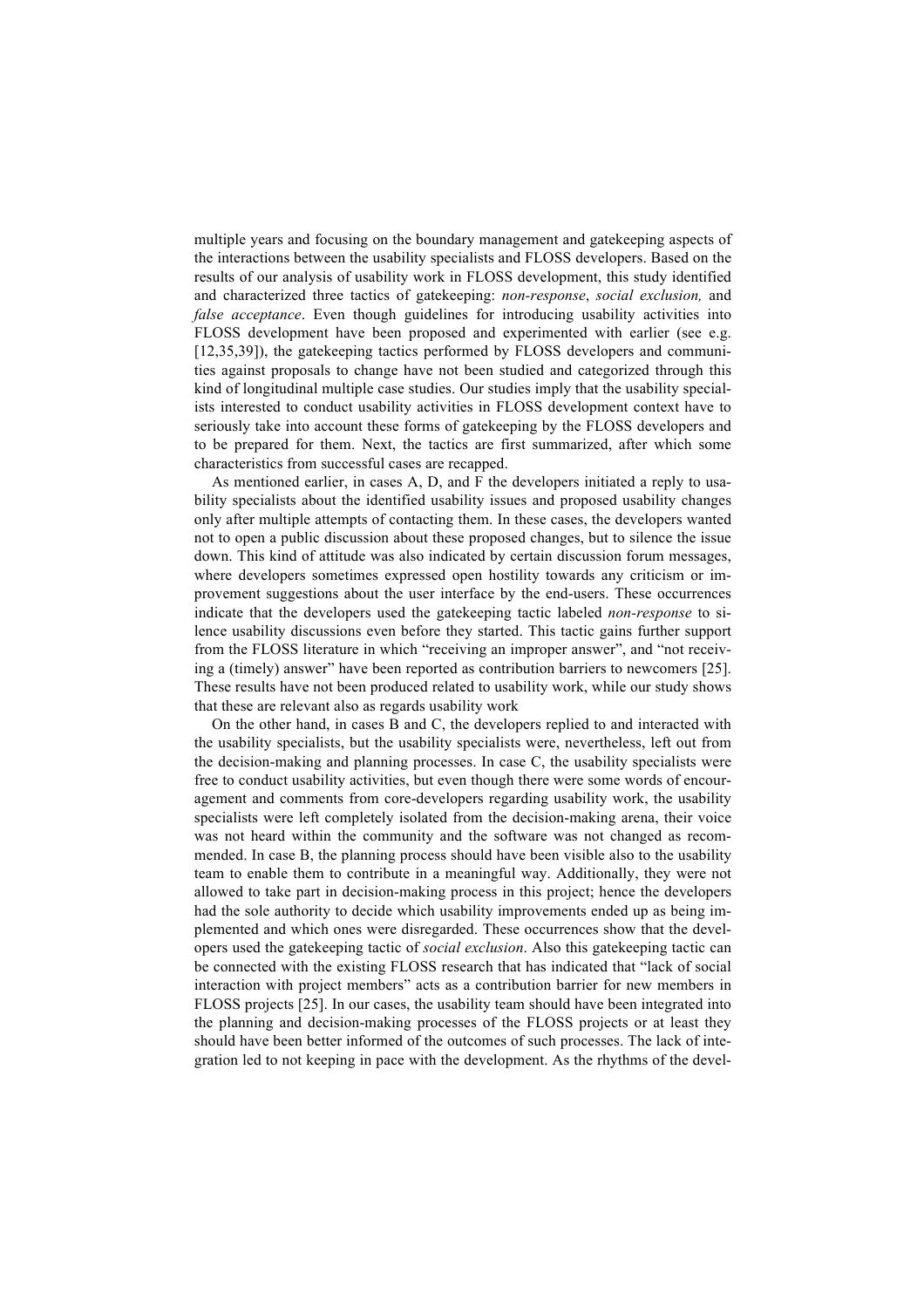multiple years and focusing on the boundary management and gatekeeping aspects of the interactions between the usability specialists and FLOSS developers. Based on the results of our analysis of usability work in FLOSS development, this study identified and characterized three tactics of gatekeeping: *non-response*, *social exclusion,* and *false acceptance*. Even though guidelines for introducing usability activities into FLOSS development have been proposed and experimented with earlier (see e.g. [12,35,39]), the gatekeeping tactics performed by FLOSS developers and communities against proposals to change have not been studied and categorized through this kind of longitudinal multiple case studies. Our studies imply that the usability specialists interested to conduct usability activities in FLOSS development context have to seriously take into account these forms of gatekeeping by the FLOSS developers and to be prepared for them. Next, the tactics are first summarized, after which some characteristics from successful cases are recapped.

As mentioned earlier, in cases A, D, and F the developers initiated a reply to usability specialists about the identified usability issues and proposed usability changes only after multiple attempts of contacting them. In these cases, the developers wanted not to open a public discussion about these proposed changes, but to silence the issue down. This kind of attitude was also indicated by certain discussion forum messages, where developers sometimes expressed open hostility towards any criticism or improvement suggestions about the user interface by the end-users. These occurrences indicate that the developers used the gatekeeping tactic labeled *non-response* to silence usability discussions even before they started. This tactic gains further support from the FLOSS literature in which "receiving an improper answer", and "not receiving a (timely) answer" have been reported as contribution barriers to newcomers [25]. These results have not been produced related to usability work, while our study shows that these are relevant also as regards usability work

On the other hand, in cases B and C, the developers replied to and interacted with the usability specialists, but the usability specialists were, nevertheless, left out from the decision-making and planning processes. In case C, the usability specialists were free to conduct usability activities, but even though there were some words of encouragement and comments from core-developers regarding usability work, the usability specialists were left completely isolated from the decision-making arena, their voice was not heard within the community and the software was not changed as recommended. In case B, the planning process should have been visible also to the usability team to enable them to contribute in a meaningful way. Additionally, they were not allowed to take part in decision-making process in this project; hence the developers had the sole authority to decide which usability improvements ended up as being implemented and which ones were disregarded. These occurrences show that the developers used the gatekeeping tactic of *social exclusion*. Also this gatekeeping tactic can be connected with the existing FLOSS research that has indicated that "lack of social interaction with project members" acts as a contribution barrier for new members in FLOSS projects [25]. In our cases, the usability team should have been integrated into the planning and decision-making processes of the FLOSS projects or at least they should have been better informed of the outcomes of such processes. The lack of integration led to not keeping in pace with the development. As the rhythms of the devel-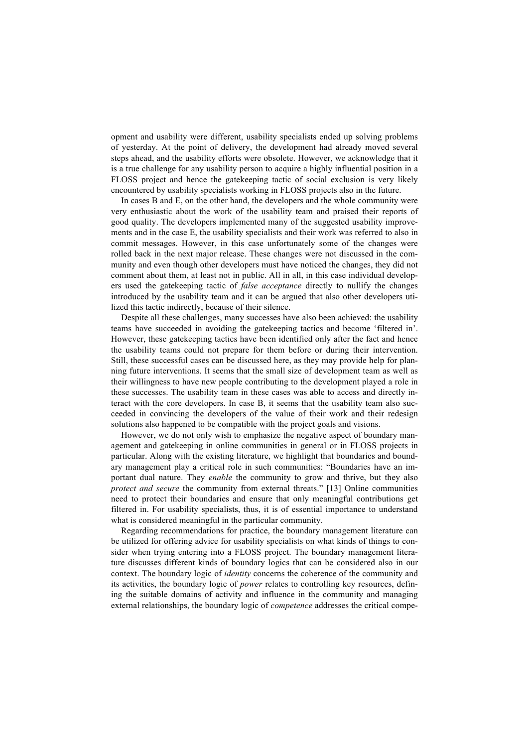opment and usability were different, usability specialists ended up solving problems of yesterday. At the point of delivery, the development had already moved several steps ahead, and the usability efforts were obsolete. However, we acknowledge that it is a true challenge for any usability person to acquire a highly influential position in a FLOSS project and hence the gatekeeping tactic of social exclusion is very likely encountered by usability specialists working in FLOSS projects also in the future.

In cases B and E, on the other hand, the developers and the whole community were very enthusiastic about the work of the usability team and praised their reports of good quality. The developers implemented many of the suggested usability improvements and in the case E, the usability specialists and their work was referred to also in commit messages. However, in this case unfortunately some of the changes were rolled back in the next major release. These changes were not discussed in the community and even though other developers must have noticed the changes, they did not comment about them, at least not in public. All in all, in this case individual developers used the gatekeeping tactic of *false acceptance* directly to nullify the changes introduced by the usability team and it can be argued that also other developers utilized this tactic indirectly, because of their silence.

Despite all these challenges, many successes have also been achieved: the usability teams have succeeded in avoiding the gatekeeping tactics and become 'filtered in'. However, these gatekeeping tactics have been identified only after the fact and hence the usability teams could not prepare for them before or during their intervention. Still, these successful cases can be discussed here, as they may provide help for planning future interventions. It seems that the small size of development team as well as their willingness to have new people contributing to the development played a role in these successes. The usability team in these cases was able to access and directly interact with the core developers. In case B, it seems that the usability team also succeeded in convincing the developers of the value of their work and their redesign solutions also happened to be compatible with the project goals and visions.

However, we do not only wish to emphasize the negative aspect of boundary management and gatekeeping in online communities in general or in FLOSS projects in particular. Along with the existing literature, we highlight that boundaries and boundary management play a critical role in such communities: "Boundaries have an important dual nature. They *enable* the community to grow and thrive, but they also *protect and secure* the community from external threats." [13] Online communities need to protect their boundaries and ensure that only meaningful contributions get filtered in. For usability specialists, thus, it is of essential importance to understand what is considered meaningful in the particular community.

Regarding recommendations for practice, the boundary management literature can be utilized for offering advice for usability specialists on what kinds of things to consider when trying entering into a FLOSS project. The boundary management literature discusses different kinds of boundary logics that can be considered also in our context. The boundary logic of *identity* concerns the coherence of the community and its activities, the boundary logic of *power* relates to controlling key resources, defining the suitable domains of activity and influence in the community and managing external relationships, the boundary logic of *competence* addresses the critical compe-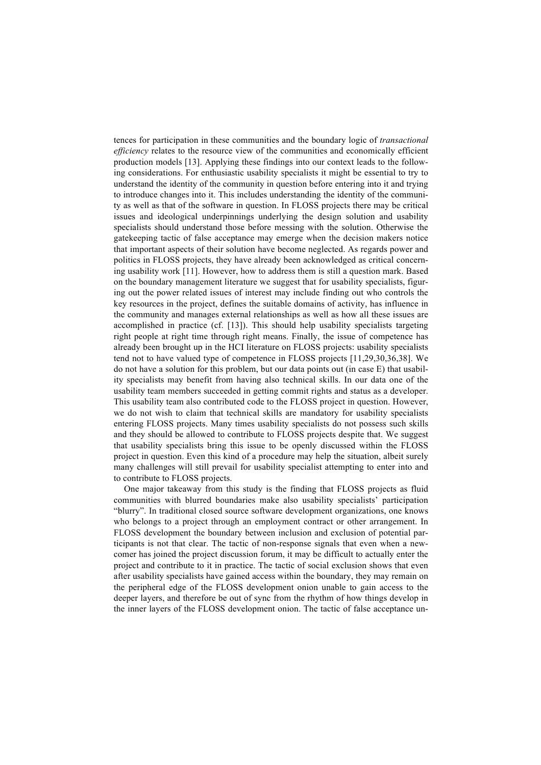tences for participation in these communities and the boundary logic of *transactional efficiency* relates to the resource view of the communities and economically efficient production models [13]. Applying these findings into our context leads to the following considerations. For enthusiastic usability specialists it might be essential to try to understand the identity of the community in question before entering into it and trying to introduce changes into it. This includes understanding the identity of the community as well as that of the software in question. In FLOSS projects there may be critical issues and ideological underpinnings underlying the design solution and usability specialists should understand those before messing with the solution. Otherwise the gatekeeping tactic of false acceptance may emerge when the decision makers notice that important aspects of their solution have become neglected. As regards power and politics in FLOSS projects, they have already been acknowledged as critical concerning usability work [11]. However, how to address them is still a question mark. Based on the boundary management literature we suggest that for usability specialists, figuring out the power related issues of interest may include finding out who controls the key resources in the project, defines the suitable domains of activity, has influence in the community and manages external relationships as well as how all these issues are accomplished in practice (cf. [13]). This should help usability specialists targeting right people at right time through right means. Finally, the issue of competence has already been brought up in the HCI literature on FLOSS projects: usability specialists tend not to have valued type of competence in FLOSS projects [11,29,30,36,38]. We do not have a solution for this problem, but our data points out (in case E) that usability specialists may benefit from having also technical skills. In our data one of the usability team members succeeded in getting commit rights and status as a developer. This usability team also contributed code to the FLOSS project in question. However, we do not wish to claim that technical skills are mandatory for usability specialists entering FLOSS projects. Many times usability specialists do not possess such skills and they should be allowed to contribute to FLOSS projects despite that. We suggest that usability specialists bring this issue to be openly discussed within the FLOSS project in question. Even this kind of a procedure may help the situation, albeit surely many challenges will still prevail for usability specialist attempting to enter into and to contribute to FLOSS projects.

One major takeaway from this study is the finding that FLOSS projects as fluid communities with blurred boundaries make also usability specialists' participation "blurry". In traditional closed source software development organizations, one knows who belongs to a project through an employment contract or other arrangement. In FLOSS development the boundary between inclusion and exclusion of potential participants is not that clear. The tactic of non-response signals that even when a newcomer has joined the project discussion forum, it may be difficult to actually enter the project and contribute to it in practice. The tactic of social exclusion shows that even after usability specialists have gained access within the boundary, they may remain on the peripheral edge of the FLOSS development onion unable to gain access to the deeper layers, and therefore be out of sync from the rhythm of how things develop in the inner layers of the FLOSS development onion. The tactic of false acceptance un-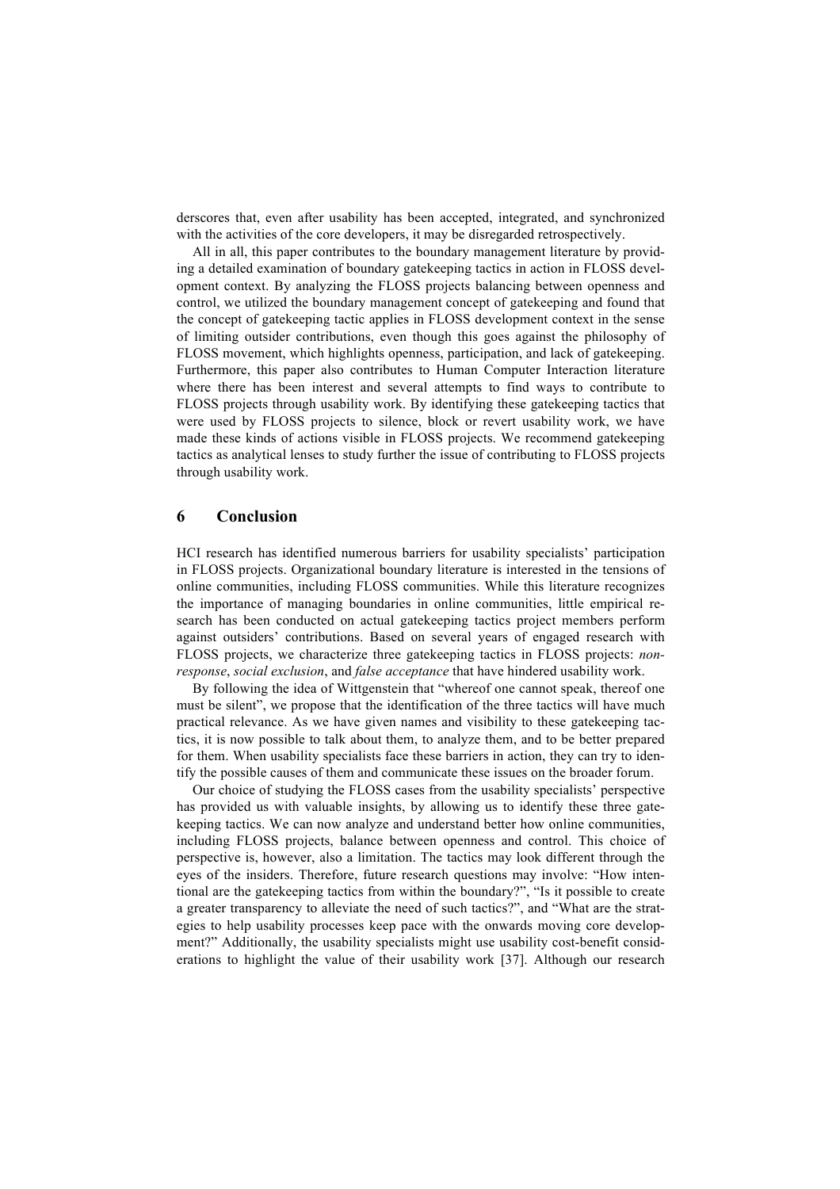derscores that, even after usability has been accepted, integrated, and synchronized with the activities of the core developers, it may be disregarded retrospectively.

All in all, this paper contributes to the boundary management literature by providing a detailed examination of boundary gatekeeping tactics in action in FLOSS development context. By analyzing the FLOSS projects balancing between openness and control, we utilized the boundary management concept of gatekeeping and found that the concept of gatekeeping tactic applies in FLOSS development context in the sense of limiting outsider contributions, even though this goes against the philosophy of FLOSS movement, which highlights openness, participation, and lack of gatekeeping. Furthermore, this paper also contributes to Human Computer Interaction literature where there has been interest and several attempts to find ways to contribute to FLOSS projects through usability work. By identifying these gatekeeping tactics that were used by FLOSS projects to silence, block or revert usability work, we have made these kinds of actions visible in FLOSS projects. We recommend gatekeeping tactics as analytical lenses to study further the issue of contributing to FLOSS projects through usability work.

## 6 Conclusion

HCI research has identified numerous barriers for usability specialists' participation in FLOSS projects. Organizational boundary literature is interested in the tensions of online communities, including FLOSS communities. While this literature recognizes the importance of managing boundaries in online communities, little empirical research has been conducted on actual gatekeeping tactics project members perform against outsiders' contributions. Based on several years of engaged research with FLOSS projects, we characterize three gatekeeping tactics in FLOSS projects: *non-response*, *social exclusion*, and *false acceptance* that have hindered usability work.

By following the idea of Wittgenstein that "whereof one cannot speak, thereof one must be silent", we propose that the identification of the three tactics will have much practical relevance. As we have given names and visibility to these gatekeeping tactics, it is now possible to talk about them, to analyze them, and to be better prepared for them. When usability specialists face these barriers in action, they can try to identify the possible causes of them and communicate these issues on the broader forum.

Our choice of studying the FLOSS cases from the usability specialists' perspective has provided us with valuable insights, by allowing us to identify these three gatekeeping tactics. We can now analyze and understand better how online communities, including FLOSS projects, balance between openness and control. This choice of perspective is, however, also a limitation. The tactics may look different through the eyes of the insiders. Therefore, future research questions may involve: "How intentional are the gatekeeping tactics from within the boundary?", "Is it possible to create a greater transparency to alleviate the need of such tactics?", and "What are the strategies to help usability processes keep pace with the onwards moving core development?" Additionally, the usability specialists might use usability cost-benefit considerations to highlight the value of their usability work [37]. Although our research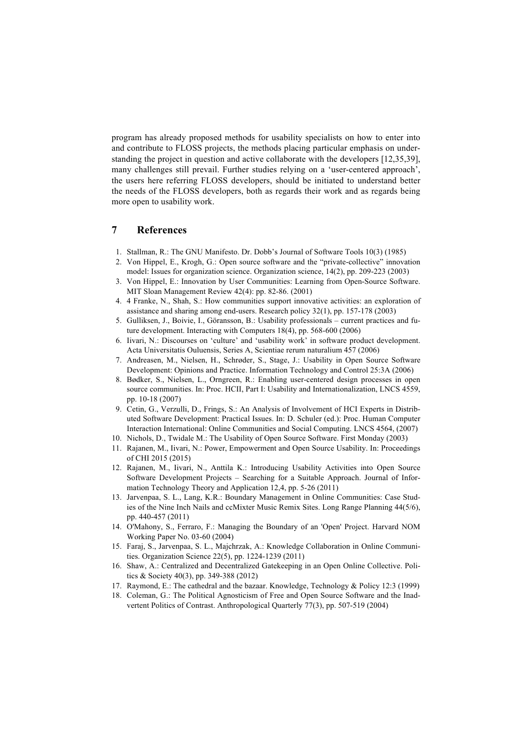program has already proposed methods for usability specialists on how to enter into and contribute to FLOSS projects, the methods placing particular emphasis on understanding the project in question and active collaborate with the developers [12,35,39], many challenges still prevail. Further studies relying on a 'user-centered approach', the users here referring FLOSS developers, should be initiated to understand better the needs of the FLOSS developers, both as regards their work and as regards being more open to usability work.

## 7 References

1. Stallman, R.: The GNU Manifesto. Dr. Dobb's Journal of Software Tools 10(3) (1985)
2. Von Hippel, E., Krogh, G.: Open source software and the "private-collective" innovation model: Issues for organization science. Organization science, 14(2), pp. 209-223 (2003)
3. Von Hippel, E.: Innovation by User Communities: Learning from Open-Source Software. MIT Sloan Management Review 42(4): pp. 82-86. (2001)
4. 4 Franke, N., Shah, S.: How communities support innovative activities: an exploration of assistance and sharing among end-users. Research policy 32(1), pp. 157-178 (2003)
5. Gulliksen, J., Boivie, I., Göransson, B.: Usability professionals – current practices and future development. Interacting with Computers 18(4), pp. 568-600 (2006)
6. Iivari, N.: Discourses on 'culture' and 'usability work' in software product development. Acta Universitatis Ouluensis, Series A, Scientiae rerum naturalium 457 (2006)
7. Andreasen, M., Nielsen, H., Schrøder, S., Stage, J.: Usability in Open Source Software Development: Opinions and Practice. Information Technology and Control 25:3A (2006)
8. Bødker, S., Nielsen, L., Orngreen, R.: Enabling user-centered design processes in open source communities. In: Proc. HCII, Part I: Usability and Internationalization, LNCS 4559, pp. 10-18 (2007)
9. Cetin, G., Verzulli, D., Frings, S.: An Analysis of Involvement of HCI Experts in Distributed Software Development: Practical Issues. In: D. Schuler (ed.): Proc. Human Computer Interaction International: Online Communities and Social Computing. LNCS 4564, (2007)
10. Nichols, D., Twidale M.: The Usability of Open Source Software. First Monday (2003)
11. Rajanen, M., Iivari, N.: Power, Empowerment and Open Source Usability. In: Proceedings of CHI 2015 (2015)
12. Rajanen, M., Iivari, N., Anttila K.: Introducing Usability Activities into Open Source Software Development Projects – Searching for a Suitable Approach. Journal of Information Technology Theory and Application 12,4, pp. 5-26 (2011)
13. Jarvenpaa, S. L., Lang, K.R.: Boundary Management in Online Communities: Case Studies of the Nine Inch Nails and ccMixter Music Remix Sites. Long Range Planning 44(5/6), pp. 440-457 (2011)
14. O'Mahony, S., Ferraro, F.: Managing the Boundary of an 'Open' Project. Harvard NOM Working Paper No. 03-60 (2004)
15. Faraj, S., Jarvenpaa, S. L., Majchrzak, A.: Knowledge Collaboration in Online Communities. Organization Science 22(5), pp. 1224-1239 (2011)
16. Shaw, A.: Centralized and Decentralized Gatekeeping in an Open Online Collective. Politics & Society 40(3), pp. 349-388 (2012)
17. Raymond, E.: The cathedral and the bazaar. Knowledge, Technology & Policy 12:3 (1999)
18. Coleman, G.: The Political Agnosticism of Free and Open Source Software and the Inadvertent Politics of Contrast. Anthropological Quarterly 77(3), pp. 507-519 (2004)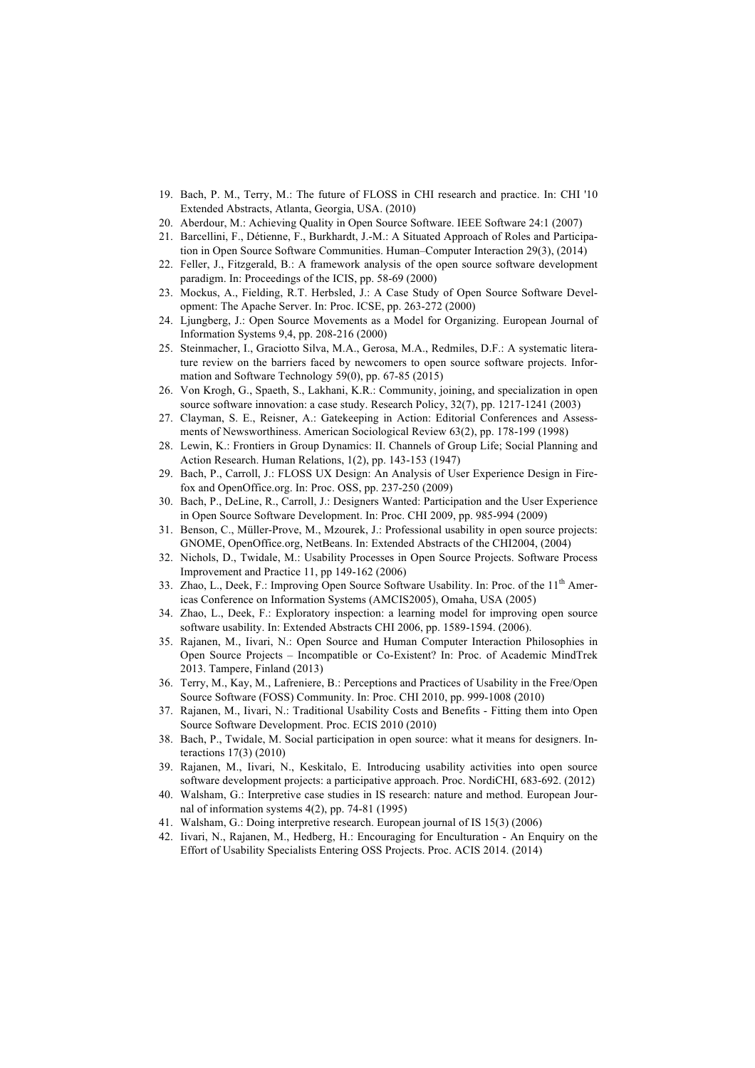19. Bach, P. M., Terry, M.: The future of FLOSS in CHI research and practice. In: CHI '10 Extended Abstracts, Atlanta, Georgia, USA. (2010)
20. Aberdour, M.: Achieving Quality in Open Source Software. IEEE Software 24:1 (2007)
21. Barcellini, F., Détienne, F., Burkhardt, J.-M.: A Situated Approach of Roles and Participation in Open Source Software Communities. Human–Computer Interaction 29(3), (2014)
22. Feller, J., Fitzgerald, B.: A framework analysis of the open source software development paradigm. In: Proceedings of the ICIS, pp. 58-69 (2000)
23. Mockus, A., Fielding, R.T. Herbsled, J.: A Case Study of Open Source Software Development: The Apache Server. In: Proc. ICSE, pp. 263-272 (2000)
24. Ljungberg, J.: Open Source Movements as a Model for Organizing. European Journal of Information Systems 9,4, pp. 208-216 (2000)
25. Steinmacher, I., Graciotto Silva, M.A., Gerosa, M.A., Redmiles, D.F.: A systematic literature review on the barriers faced by newcomers to open source software projects. Information and Software Technology 59(0), pp. 67-85 (2015)
26. Von Krogh, G., Spaeth, S., Lakhani, K.R.: Community, joining, and specialization in open source software innovation: a case study. Research Policy, 32(7), pp. 1217-1241 (2003)
27. Clayman, S. E., Reisner, A.: Gatekeeping in Action: Editorial Conferences and Assessments of Newsworthiness. American Sociological Review 63(2), pp. 178-199 (1998)
28. Lewin, K.: Frontiers in Group Dynamics: II. Channels of Group Life; Social Planning and Action Research. Human Relations, 1(2), pp. 143-153 (1947)
29. Bach, P., Carroll, J.: FLOSS UX Design: An Analysis of User Experience Design in Firefox and OpenOffice.org. In: Proc. OSS, pp. 237-250 (2009)
30. Bach, P., DeLine, R., Carroll, J.: Designers Wanted: Participation and the User Experience in Open Source Software Development. In: Proc. CHI 2009, pp. 985-994 (2009)
31. Benson, C., Müller-Prove, M., Mzourek, J.: Professional usability in open source projects: GNOME, OpenOffice.org, NetBeans. In: Extended Abstracts of the CHI2004, (2004)
32. Nichols, D., Twidale, M.: Usability Processes in Open Source Projects. Software Process Improvement and Practice 11, pp 149-162 (2006)
33. Zhao, L., Deek, F.: Improving Open Source Software Usability. In: Proc. of the 11th Americas Conference on Information Systems (AMCIS2005), Omaha, USA (2005)
34. Zhao, L., Deek, F.: Exploratory inspection: a learning model for improving open source software usability. In: Extended Abstracts CHI 2006, pp. 1589-1594. (2006).
35. Rajanen, M., Iivari, N.: Open Source and Human Computer Interaction Philosophies in Open Source Projects – Incompatible or Co-Existent? In: Proc. of Academic MindTrek 2013. Tampere, Finland (2013)
36. Terry, M., Kay, M., Lafreniere, B.: Perceptions and Practices of Usability in the Free/Open Source Software (FOSS) Community. In: Proc. CHI 2010, pp. 999-1008 (2010)
37. Rajanen, M., Iivari, N.: Traditional Usability Costs and Benefits - Fitting them into Open Source Software Development. Proc. ECIS 2010 (2010)
38. Bach, P., Twidale, M. Social participation in open source: what it means for designers. Interactions 17(3) (2010)
39. Rajanen, M., Iivari, N., Keskitalo, E. Introducing usability activities into open source software development projects: a participative approach. Proc. NordiCHI, 683-692. (2012)
40. Walsham, G.: Interpretive case studies in IS research: nature and method. European Journal of information systems 4(2), pp. 74-81 (1995)
41. Walsham, G.: Doing interpretive research. European journal of IS 15(3) (2006)
42. Iivari, N., Rajanen, M., Hedberg, H.: Encouraging for Enculturation - An Enquiry on the Effort of Usability Specialists Entering OSS Projects. Proc. ACIS 2014. (2014)